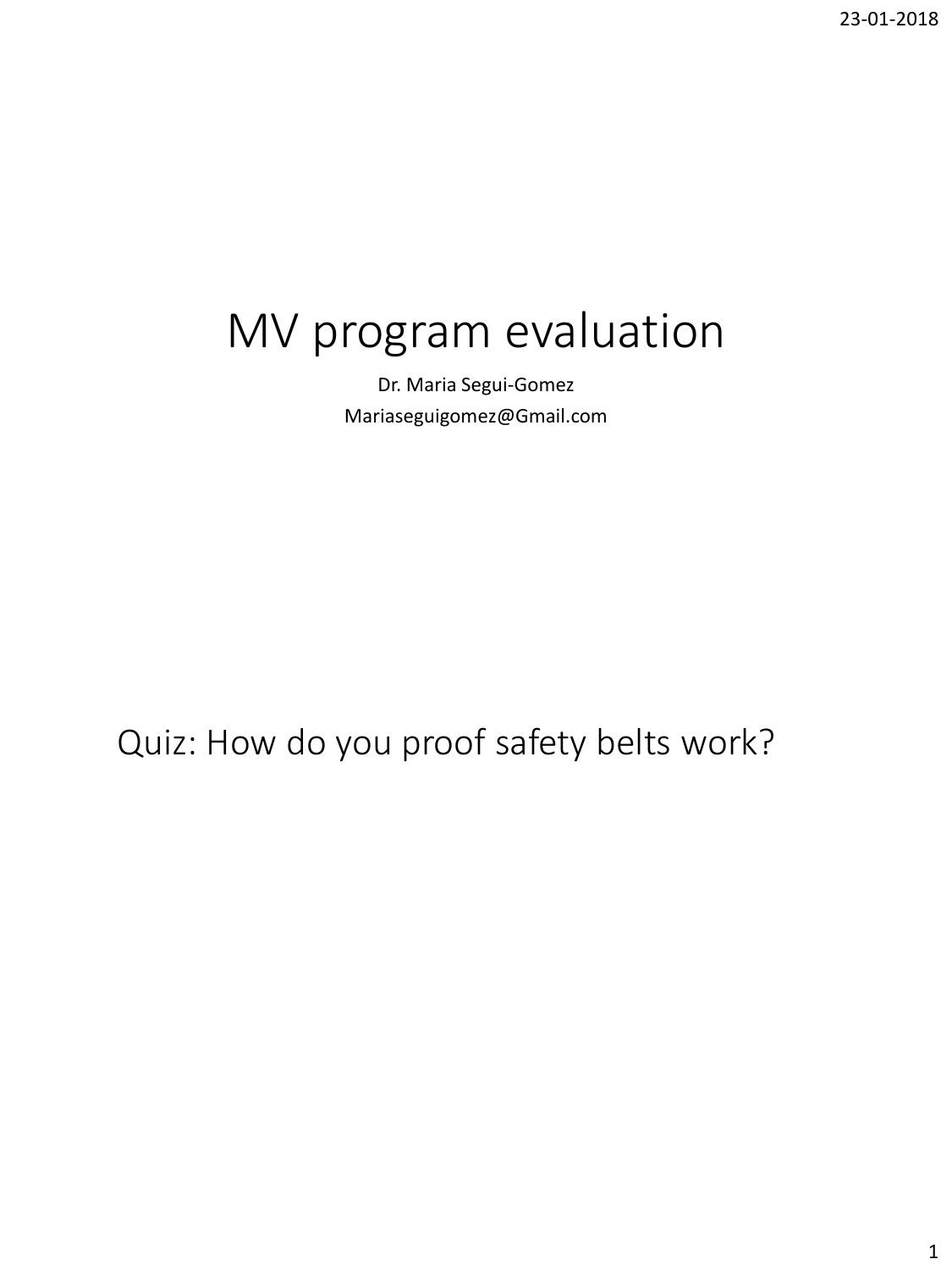# MV program evaluation

Dr. Maria Segui-Gomez

Mariaseguigomez@Gmail.com

## Quiz: How do you proof safety belts work?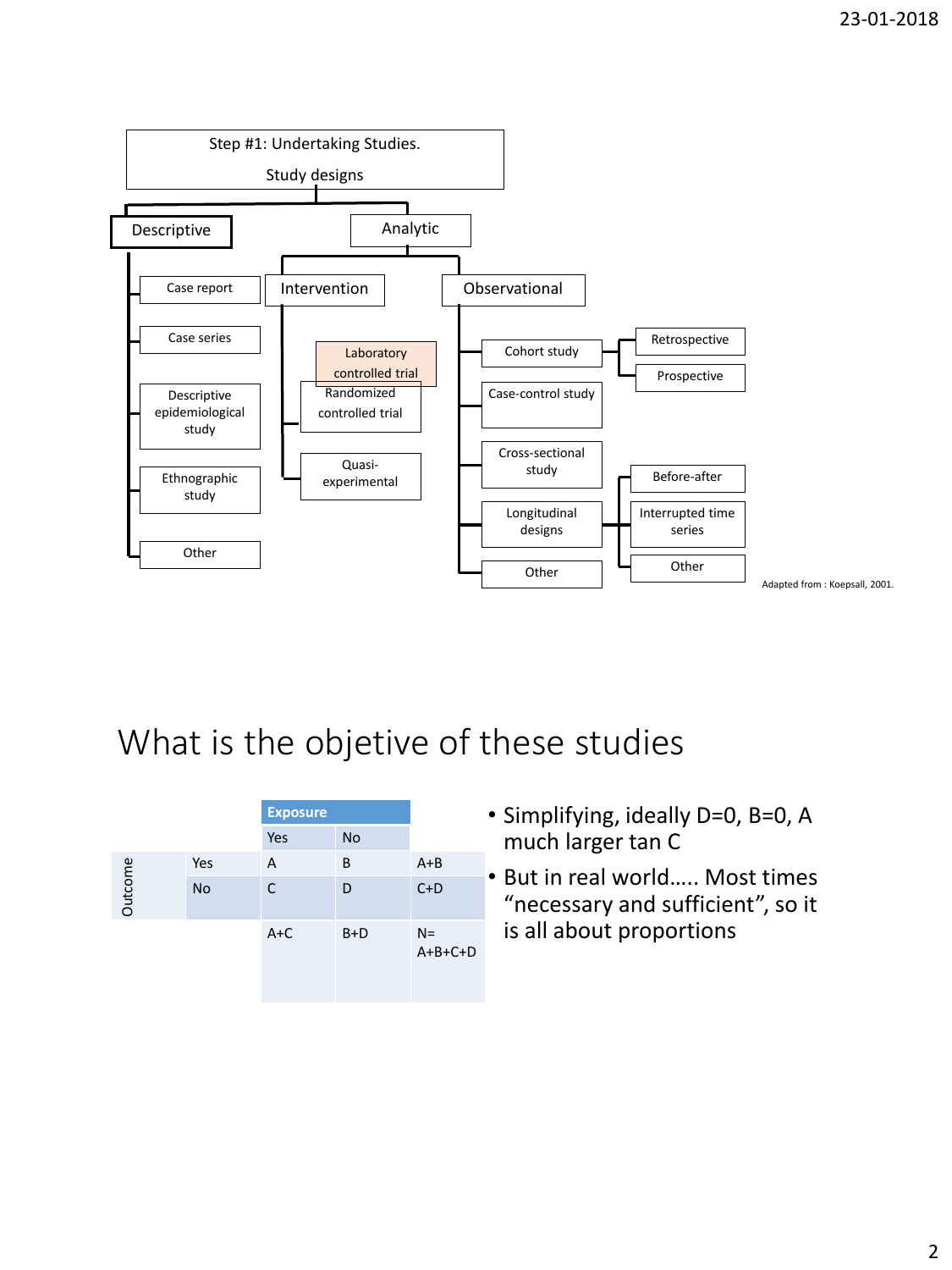Step #1: Undertaking Studies.

Study designs

- Descriptive
  - Case report
  - Case series
  - Descriptive epidemiological study
  - Ethnographic study
  - Other
- Analytic
  - Intervention
    - Laboratory controlled trial
    - Randomized controlled trial
    - Quasi-experimental
  - Observational
    - Cohort study
      - Retrospective
      - Prospective
    - Case-control study
    - Cross-sectional study
    - Longitudinal designs
      - Before-after
      - Interrupted time series
      - Other
    - Other

Adapted from : Koepsall, 2001.

# What is the objetive of these studies

| | | Exposure | | |
|---|---|---|---|---|
| | | Yes | No | |
| Outcome | Yes | A | B | A+B |
| | No | C | D | C+D |
| | | A+C | B+D | N= A+B+C+D |

- Simplifying, ideally D=0, B=0, A much larger tan C
- But in real world….. Most times “necessary and sufficient”, so it is all about proportions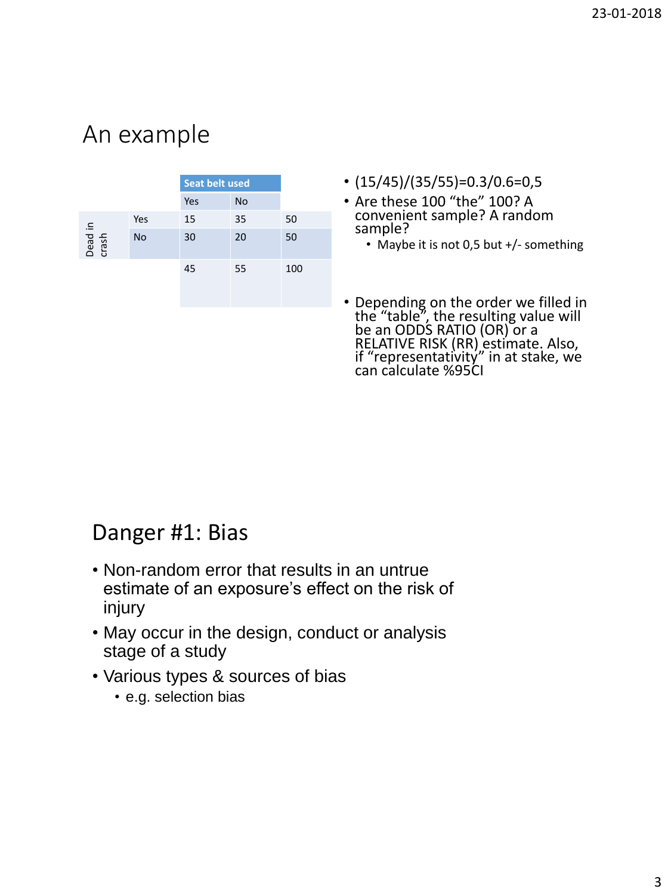## An example

| | | Seat belt used | | |
|---|---|---|---|---|
| | | Yes | No | |
| Dead in crash | Yes | 15 | 35 | 50 |
| | No | 30 | 20 | 50 |
| | | 45 | 55 | 100 |

- (15/45)/(35/55)=0.3/0.6=0,5
- Are these 100 “the” 100? A convenient sample? A random sample?
  - Maybe it is not 0,5 but +/- something
- Depending on the order we filled in the “table”, the resulting value will be an ODDS RATIO (OR) or a RELATIVE RISK (RR) estimate. Also, if “representativity” in at stake, we can calculate %95CI

## Danger #1: Bias

- Non-random error that results in an untrue estimate of an exposure’s effect on the risk of injury
- May occur in the design, conduct or analysis stage of a study
- Various types & sources of bias
  - e.g. selection bias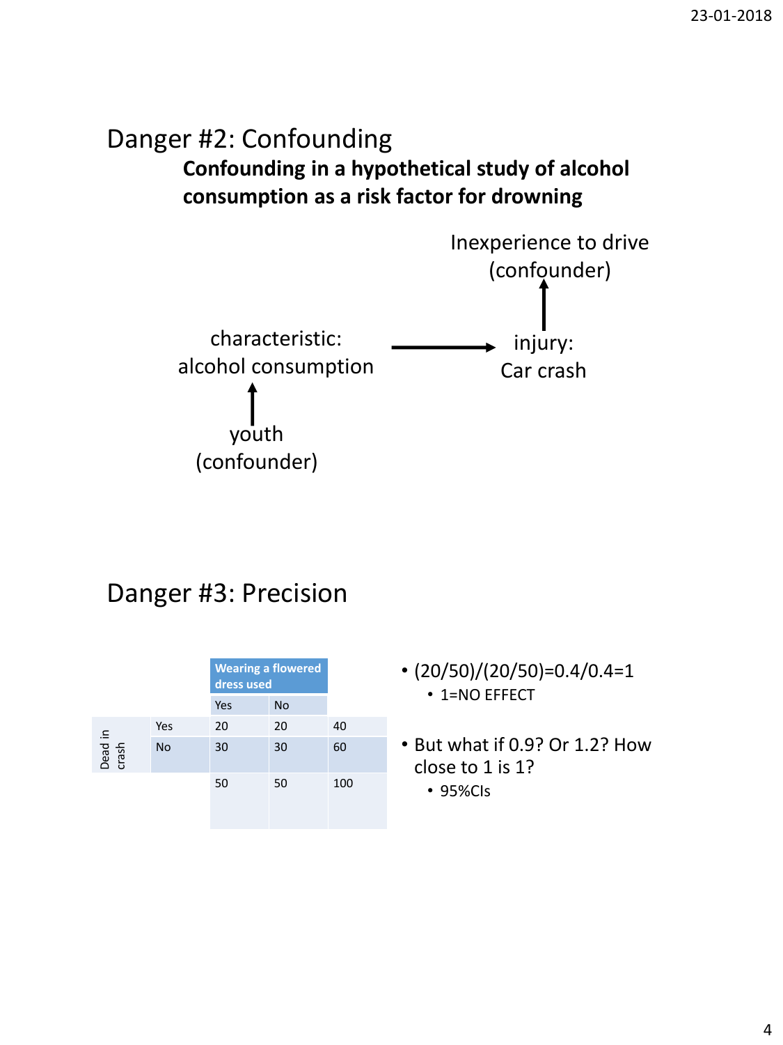# Danger #2: Confounding

**Confounding in a hypothetical study of alcohol consumption as a risk factor for drowning**

Inexperience to drive (confounder)

characteristic: alcohol consumption → injury: Car crash

youth (confounder)

# Danger #3: Precision

| | | Wearing a flowered dress used | | |
|---|---|---|---|---|
| | | Yes | No | |
| Dead in crash | Yes | 20 | 20 | 40 |
| | No | 30 | 30 | 60 |
| | | 50 | 50 | 100 |

- (20/50)/(20/50)=0.4/0.4=1
  - 1=NO EFFECT
- But what if 0.9? Or 1.2? How close to 1 is 1?
  - 95%CIs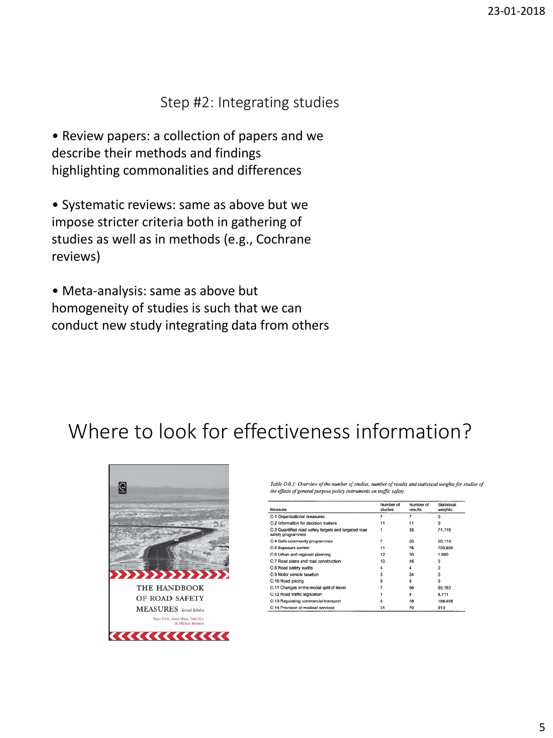## Step #2: Integrating studies

- Review papers: a collection of papers and we describe their methods and findings highlighting commonalities and differences

- Systematic reviews: same as above but we impose stricter criteria both in gathering of studies as well as in methods (e.g., Cochrane reviews)

- Meta-analysis: same as above but homogeneity of studies is such that we can conduct new study integrating data from others

# Where to look for effectiveness information?

THE HANDBOOK OF ROAD SAFETY MEASURES *Second Edition*

Rune Elvik, Alena Høye, Truls Vaa, & Michael Sørensen

*Table O.0.1: Overview of the number of studies, number of results and statistical weights for studies of the effects of general purpose policy instruments on traffic safety.*

| Measure | Number of studies | Number of results | Statistical weights |
|---|---|---|---|
| O.1 Organisational measures | 7 | 7 | 0 |
| O.2 Information for decision makers | 11 | 11 | 0 |
| O.3 Quantified road safety targets and targeted road safety programmes | 1 | 35 | 71,716 |
| O.4 Safe community programmes | 7 | 20 | 26,119 |
| O.5 Exposure control | 11 | 76 | 700,800 |
| O.6 Urban and regional planning | 12 | 50 | 1,680 |
| O.7 Road plans and road construction | 10 | 16 | 0 |
| O.8 Road safety audits | 4 | 4 | 0 |
| O.9 Motor vehicle taxation | 3 | 24 | 0 |
| O.10 Road pricing | 9 | 9 | 0 |
| O.11 Changes in the modal split of travel | 7 | 66 | 85,183 |
| O.12 Road traffic legislation | 1 | 9 | 8,711 |
| O.13 Regulating commercial transport | 6 | 18 | 186,468 |
| O.14 Provision of medical services | 31 | 70 | 813 |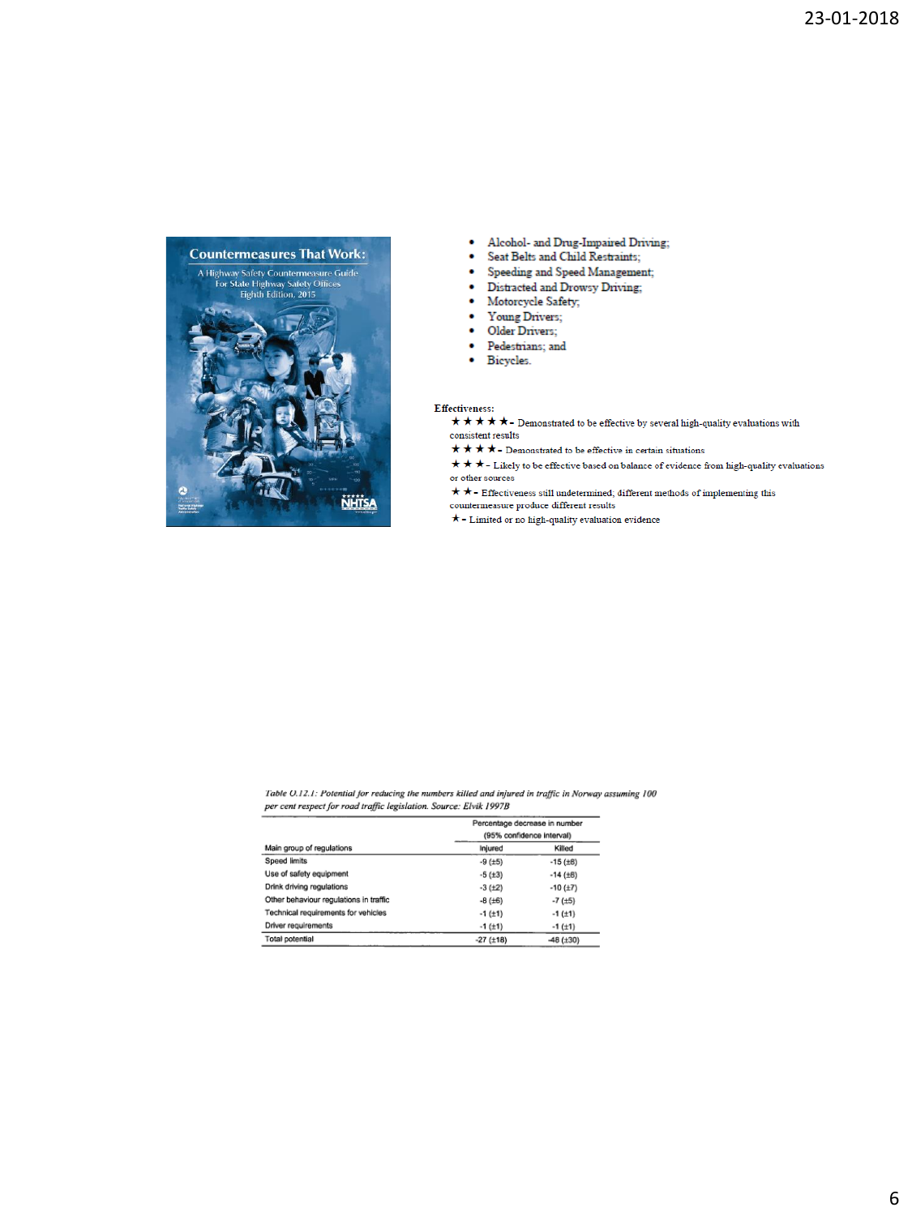Countermeasures That Work:

A Highway Safety Countermeasure Guide For State Highway Safety Offices Eighth Edition, 2015

- Alcohol- and Drug-Impaired Driving;
- Seat Belts and Child Restraints;
- Speeding and Speed Management;
- Distracted and Drowsy Driving;
- Motorcycle Safety;
- Young Drivers;
- Older Drivers;
- Pedestrians; and
- Bicycles.

**Effectiveness:**

★★★★★ - Demonstrated to be effective by several high-quality evaluations with consistent results

★★★★ - Demonstrated to be effective in certain situations

★★★ - Likely to be effective based on balance of evidence from high-quality evaluations or other sources

★★ - Effectiveness still undetermined; different methods of implementing this countermeasure produce different results

★ - Limited or no high-quality evaluation evidence

*Table O.12.1: Potential for reducing the numbers killed and injured in traffic in Norway assuming 100 per cent respect for road traffic legislation. Source: Elvik 1997B*

| | Percentage decrease in number (95% confidence interval) | |
|---|---|---|
| Main group of regulations | Injured | Killed |
| Speed limits | -9 (±5) | -15 (±8) |
| Use of safety equipment | -5 (±3) | -14 (±8) |
| Drink driving regulations | -3 (±2) | -10 (±7) |
| Other behaviour regulations in traffic | -8 (±6) | -7 (±5) |
| Technical requirements for vehicles | -1 (±1) | -1 (±1) |
| Driver requirements | -1 (±1) | -1 (±1) |
| Total potential | -27 (±18) | -48 (±30) |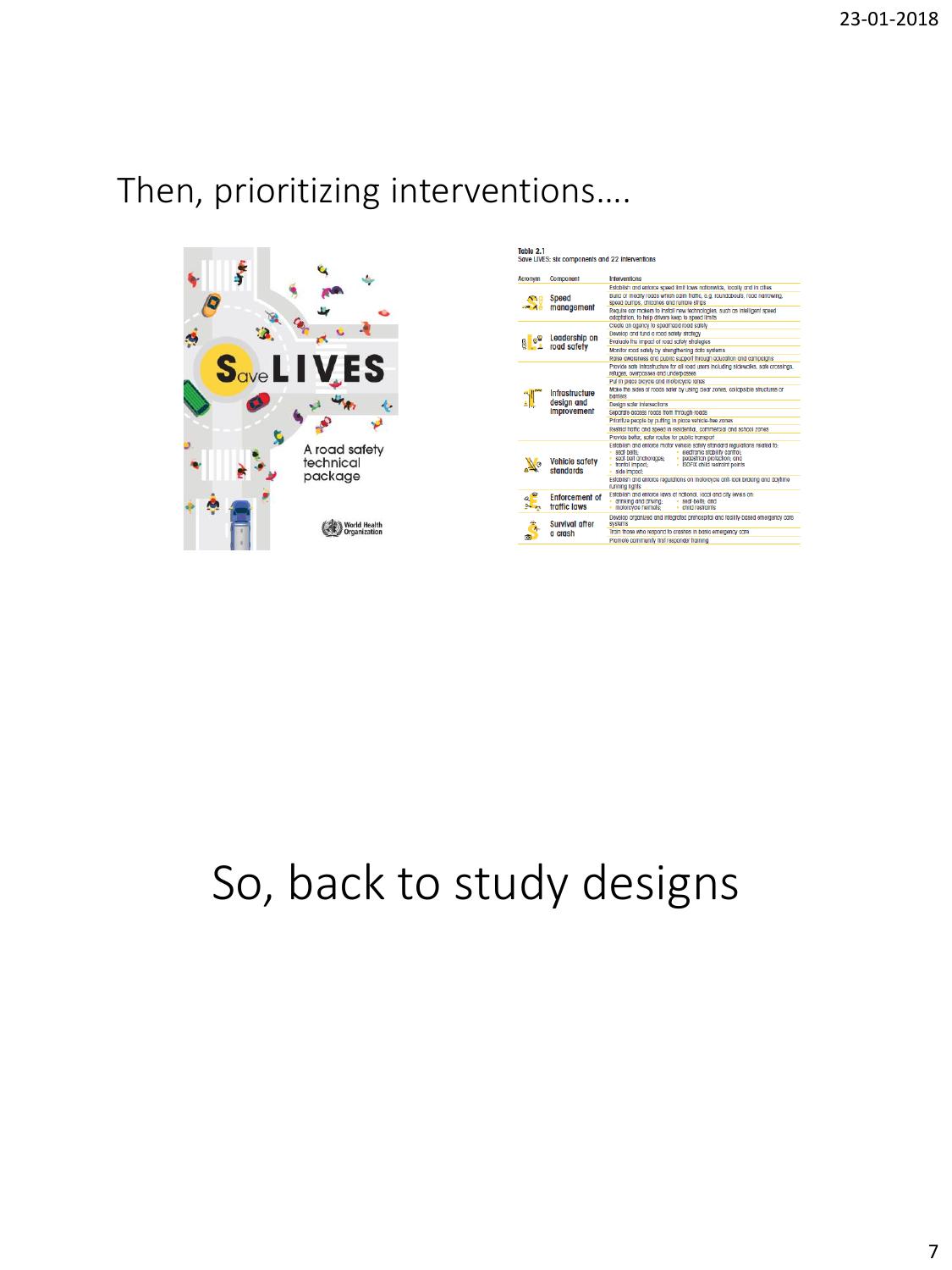# Then, prioritizing interventions….

Save LIVES

A road safety technical package

World Health Organization

Table 2.1
Save LIVES: six components and 22 interventions

| Acronym | Component | Interventions |
|---|---|---|
| S | Speed management | Establish and enforce speed limit laws nationwide, locally and in cities |
| | | Build or modify roads which calm traffic, e.g. roundabouts, road narrowing, speed bumps, chicanes and rumble strips |
| | | Require car makers to install new technologies, such as intelligent speed adaptation, to help drivers keep to speed limits |
| L | Leadership on road safety | Create an agency to spearhead road safety |
| | | Develop and fund a road safety strategy |
| | | Evaluate the impact of road safety strategies |
| | | Monitor road safety by strengthening data systems |
| | | Raise awareness and public support through education and campaigns |
| I | Infrastructure design and improvement | Provide safe infrastructure for all road users including sidewalks, safe crossings, refuges, overpasses and underpasses |
| | | Put in place bicycle and motorcycle lanes |
| | | Make the sides of roads safer by using clear zones, collapsible structures or barriers |
| | | Design safer intersections |
| | | Separate access roads from through roads |
| | | Prioritize people by putting in place vehicle-free zones |
| | | Restrict traffic and speed in residential, commercial and school zones |
| | | Provide better, safer routes for public transport |
| V | Vehicle safety standards | Establish and enforce motor vehicle safety standard regulations related to: seat belts; seat-belt anchorages; frontal impact; side impact; electronic stability control; pedestrian protection; and ISOFIX child restraint points |
| | | Establish and enforce regulations on motorcycle anti-lock braking and daytime running lights |
| E | Enforcement of traffic laws | Establish and enforce laws at national, local and city levels on: drinking and driving; motorcycle helmets; seat-belts; and child restraints |
| S | Survival after a crash | Develop organized and integrated prehospital and facility-based emergency care systems |
| | | Train those who respond to crashes in basic emergency care |
| | | Promote community first responder training |

# So, back to study designs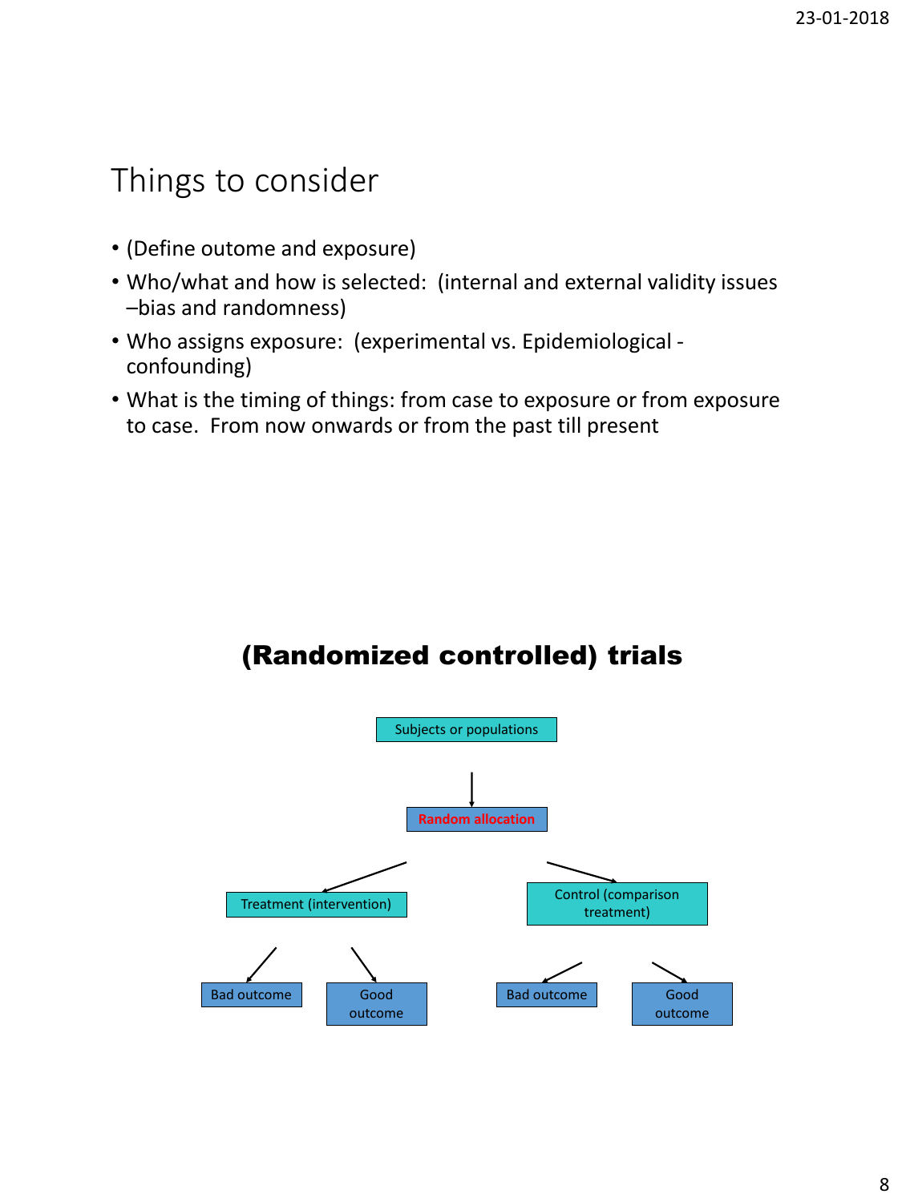## Things to consider

- (Define outome and exposure)
- Who/what and how is selected: (internal and external validity issues –bias and randomness)
- Who assigns exposure: (experimental vs. Epidemiological - confounding)
- What is the timing of things: from case to exposure or from exposure to case. From now onwards or from the past till present

## (Randomized controlled) trials

Subjects or populations

Random allocation

Treatment (intervention)

Control (comparison treatment)

Bad outcome

Good outcome

Bad outcome

Good outcome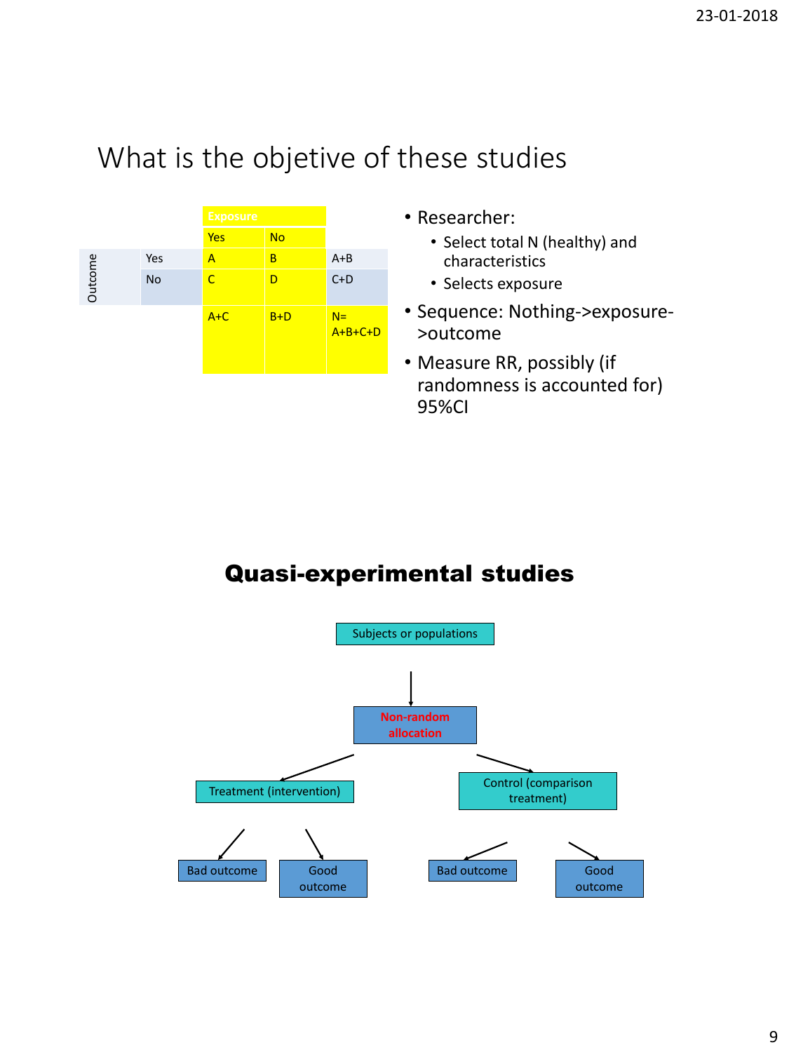# What is the objetive of these studies

| | | Exposure | | |
|---|---|---|---|---|
| | | Yes | No | |
| Outcome | Yes | A | B | A+B |
| | No | C | D | C+D |
| | | A+C | B+D | N= A+B+C+D |

- Researcher:
  - Select total N (healthy) and characteristics
  - Selects exposure
- Sequence: Nothing->exposure->outcome
- Measure RR, possibly (if randomness is accounted for) 95%CI

# Quasi-experimental studies

- Subjects or populations
  - Non-random allocation
    - Treatment (intervention)
      - Bad outcome
      - Good outcome
    - Control (comparison treatment)
      - Bad outcome
      - Good outcome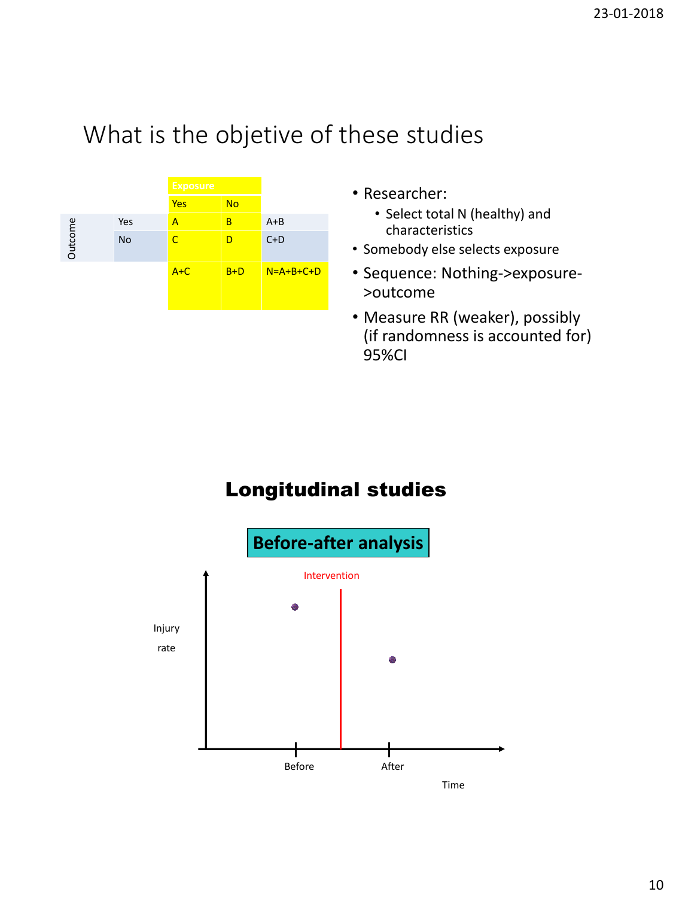# What is the objetive of these studies

| | | Exposure | | |
|---|---|---|---|---|
| | | Yes | No | |
| Outcome | Yes | A | B | A+B |
| | No | C | D | C+D |
| | | A+C | B+D | N=A+B+C+D |

- Researcher:
  - Select total N (healthy) and characteristics
- Somebody else selects exposure
- Sequence: Nothing->exposure->outcome
- Measure RR (weaker), possibly (if randomness is accounted for) 95%CI

## Longitudinal studies

**Before-after analysis**

Intervention

Injury rate

Before

After

Time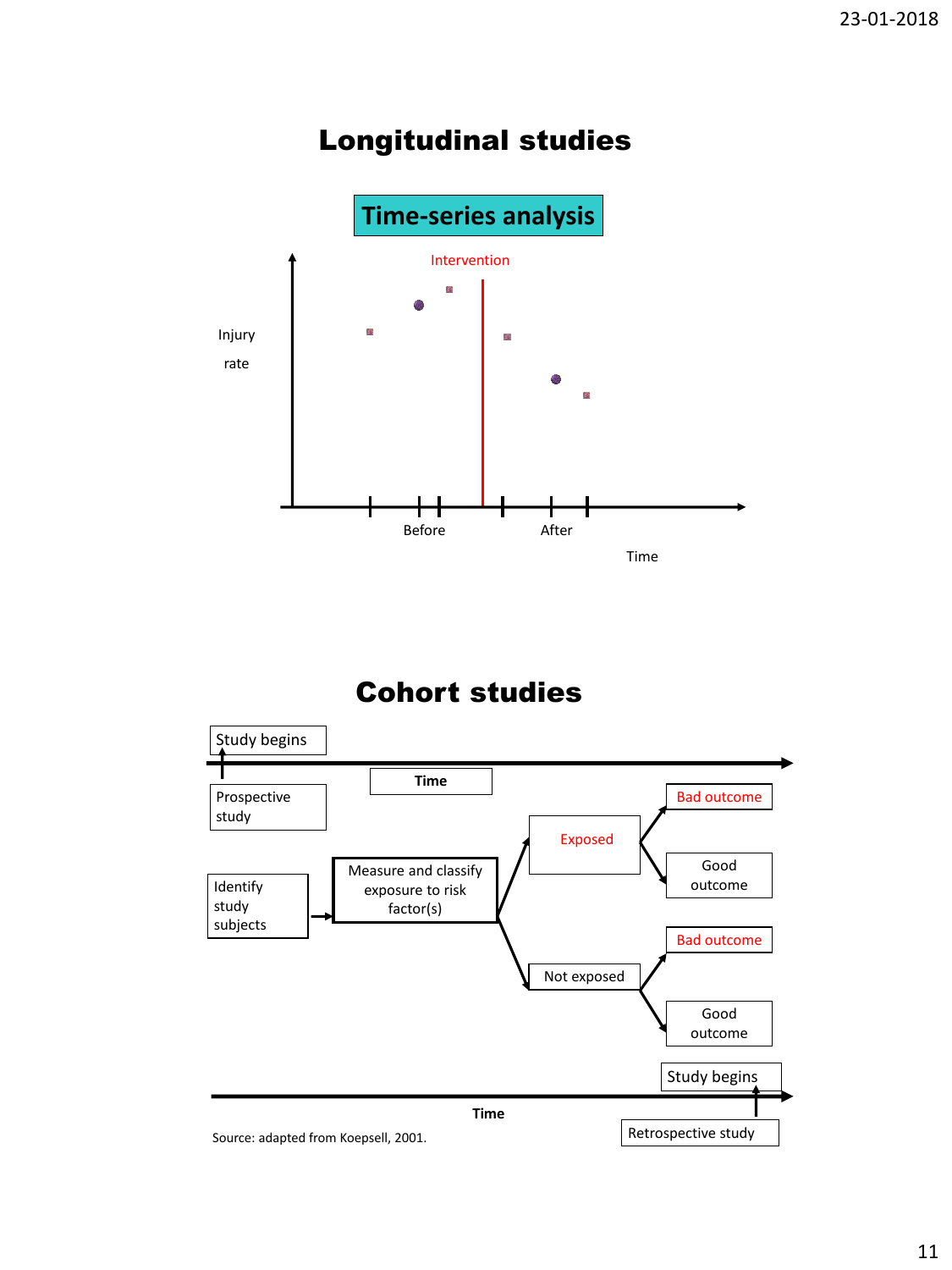# Longitudinal studies

## Time-series analysis

Intervention

Injury rate

Before

After

Time

# Cohort studies

Study begins

Time

Prospective study

Identify study subjects

Measure and classify exposure to risk factor(s)

Exposed

Bad outcome

Good outcome

Not exposed

Bad outcome

Good outcome

Study begins

Time

Retrospective study

Source: adapted from Koepsell, 2001.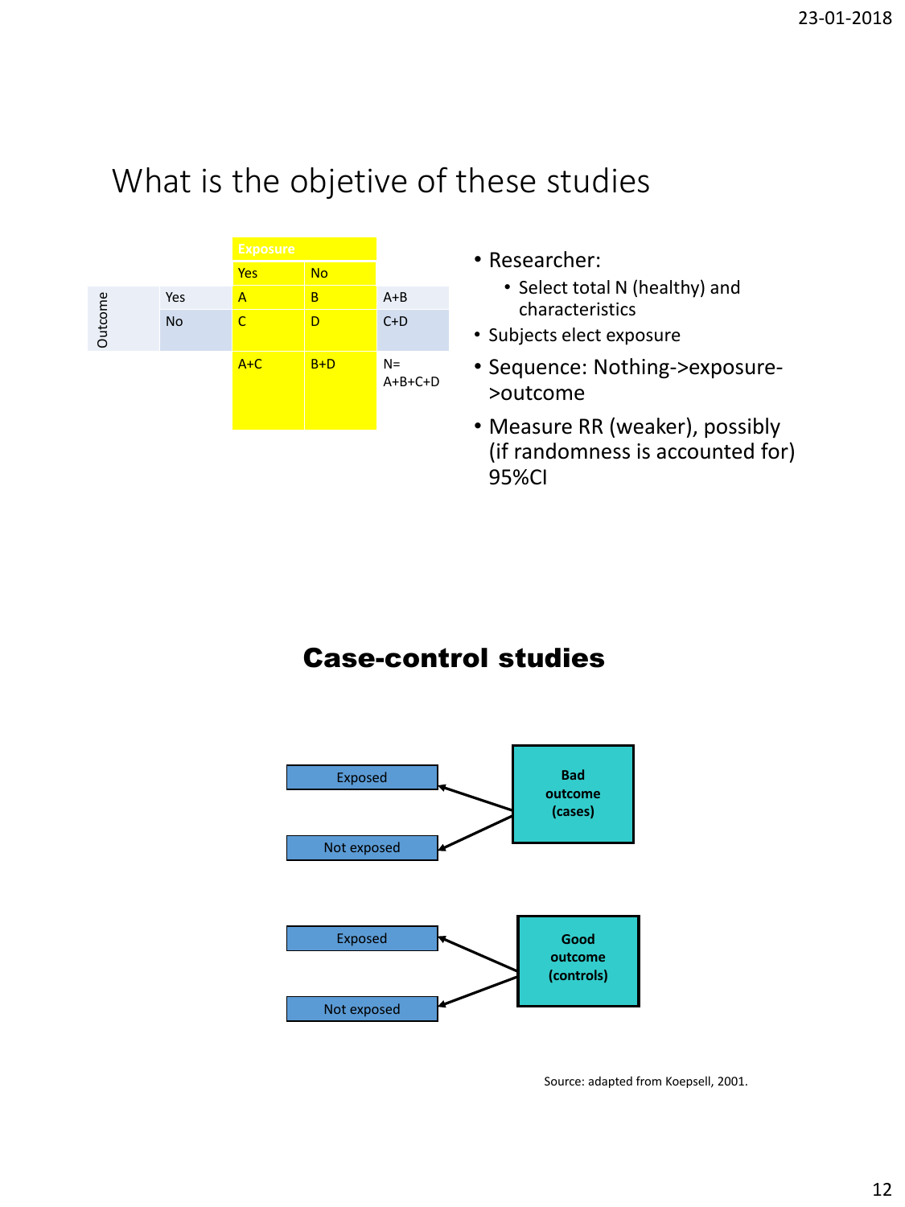## What is the objetive of these studies

| | | Exposure | | |
|---|---|---|---|---|
| | | Yes | No | |
| Outcome | Yes | A | B | A+B |
| | No | C | D | C+D |
| | | A+C | B+D | N= A+B+C+D |

- Researcher:
  - Select total N (healthy) and characteristics
- Subjects elect exposure
- Sequence: Nothing->exposure->outcome
- Measure RR (weaker), possibly (if randomness is accounted for) 95%CI

## **Case-control studies**

Exposed ← Bad outcome (cases) → Not exposed

Exposed ← Good outcome (controls) → Not exposed

Source: adapted from Koepsell, 2001.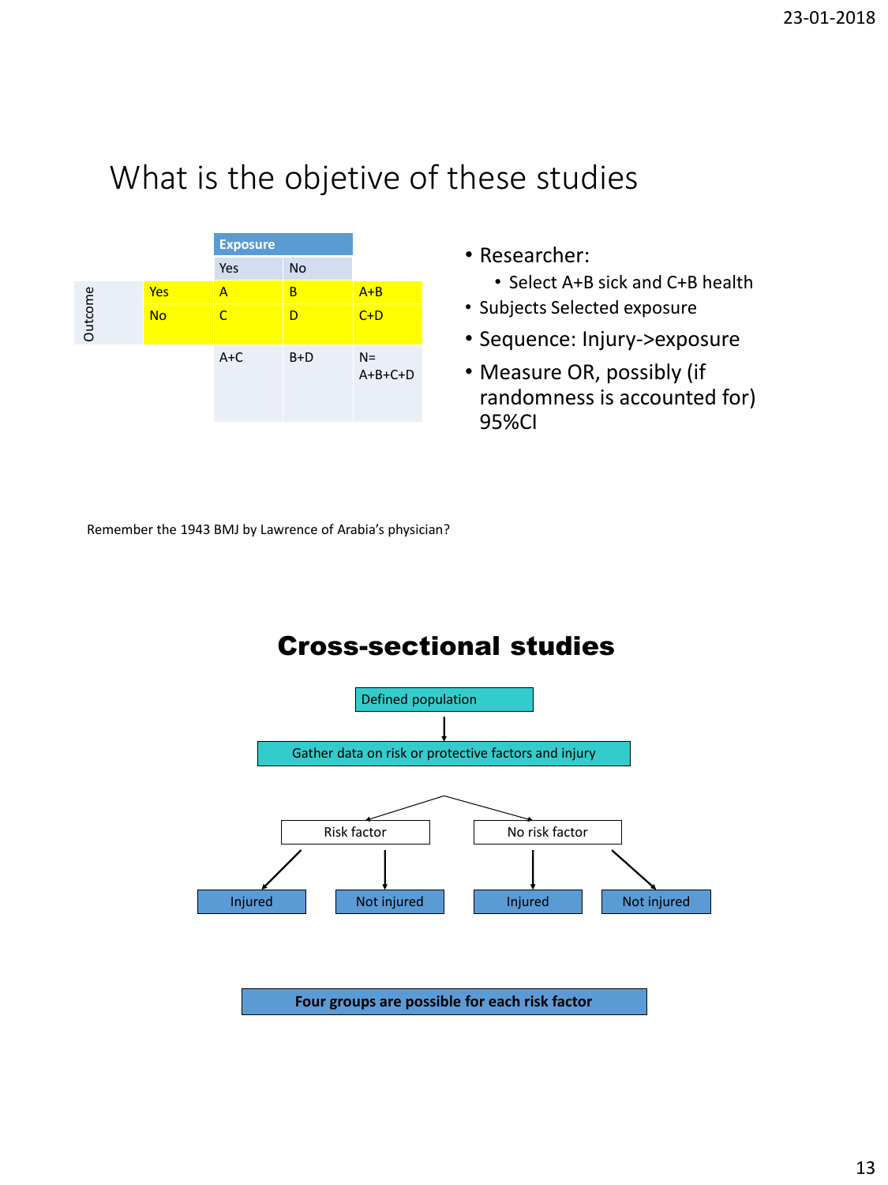## What is the objective of these studies

| | | Exposure | | |
|---|---|---|---|---|
| | | Yes | No | |
| Outcome | Yes | A | B | A+B |
| | No | C | D | C+D |
| | | A+C | B+D | N= A+B+C+D |

- Researcher:
  - Select A+B sick and C+B health
- Subjects Selected exposure
- Sequence: Injury->exposure
- Measure OR, possibly (if randomness is accounted for) 95%CI

Remember the 1943 BMJ by Lawrence of Arabia's physician?

## Cross-sectional studies

Defined population

↓

Gather data on risk or protective factors and injury

- Risk factor
  - Injured
  - Not injured
- No risk factor
  - Injured
  - Not injured

**Four groups are possible for each risk factor**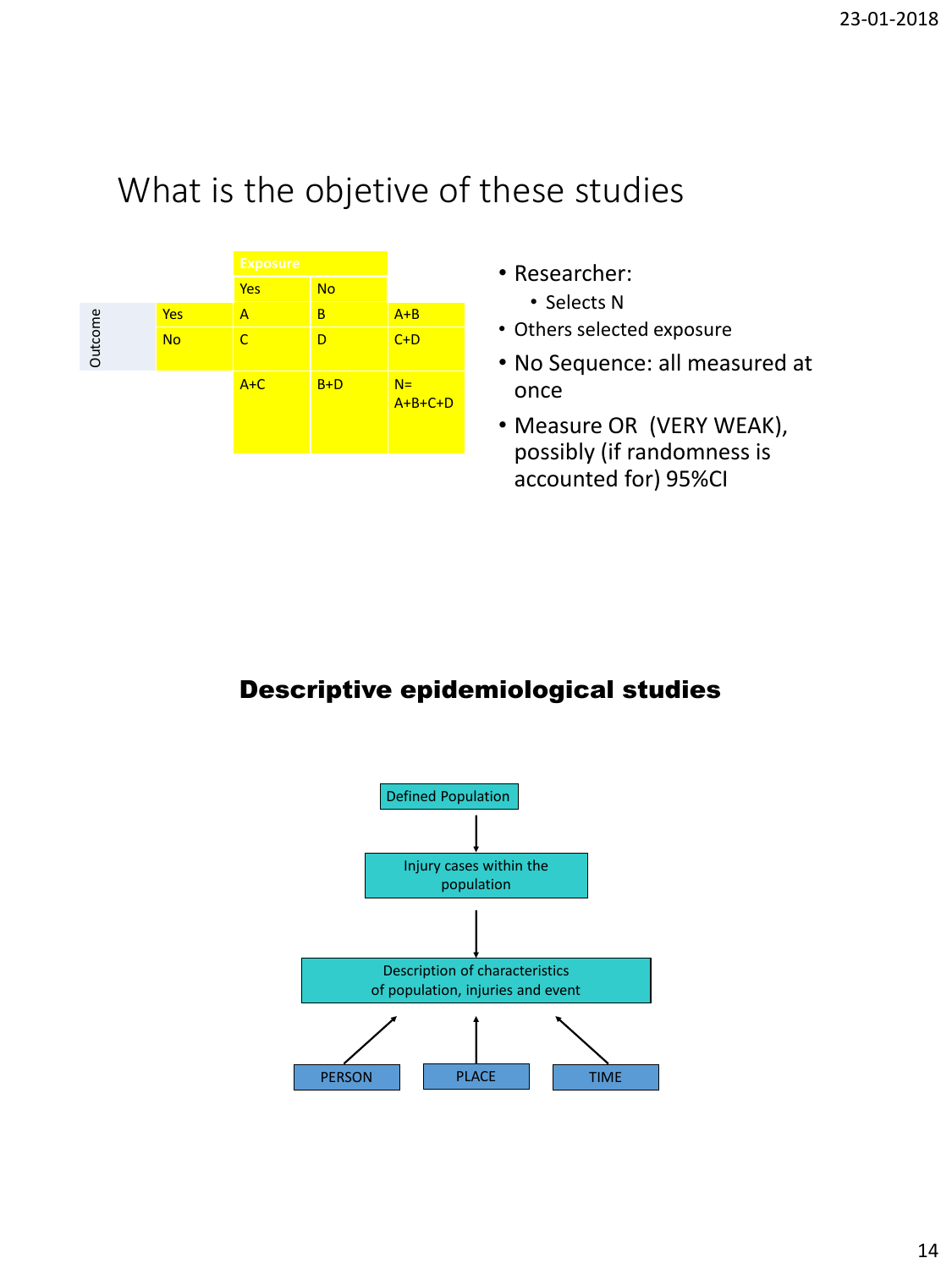# What is the objetive of these studies

| | | Exposure | | |
|---|---|---|---|---|
| | | Yes | No | |
| Outcome | Yes | A | B | A+B |
| | No | C | D | C+D |
| | | A+C | B+D | N= A+B+C+D |

- Researcher:
  - Selects N
- Others selected exposure
- No Sequence: all measured at once
- Measure OR (VERY WEAK), possibly (if randomness is accounted for) 95%CI

## Descriptive epidemiological studies

Defined Population → Injury cases within the population → Description of characteristics of population, injuries and event

PERSON → Description of characteristics of population, injuries and event

PLACE → Description of characteristics of population, injuries and event

TIME → Description of characteristics of population, injuries and event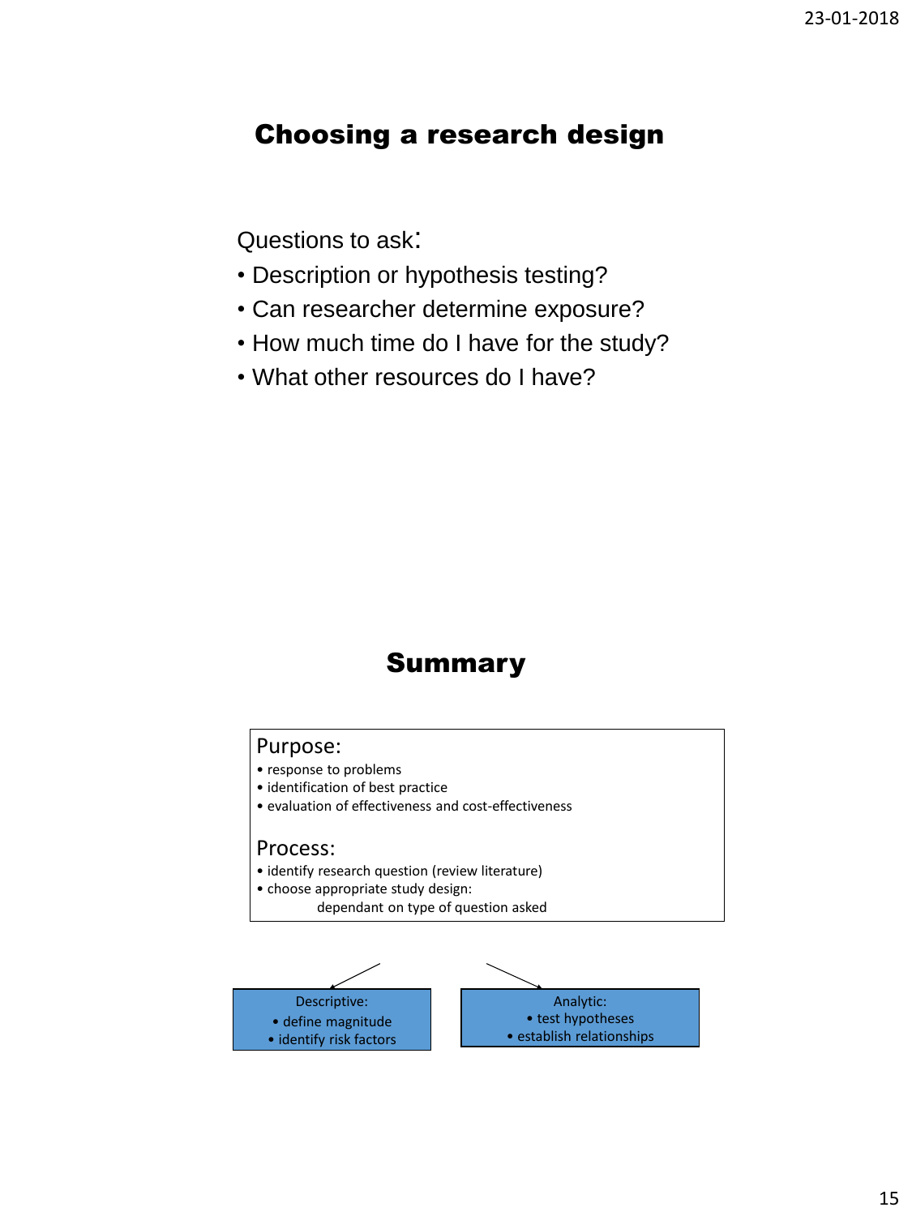## Choosing a research design

Questions to ask:

- Description or hypothesis testing?
- Can researcher determine exposure?
- How much time do I have for the study?
- What other resources do I have?

## Summary

Purpose:

- response to problems
- identification of best practice
- evaluation of effectiveness and cost-effectiveness

Process:

- identify research question (review literature)
- choose appropriate study design:
  dependant on type of question asked

Descriptive:

- define magnitude
- identify risk factors

Analytic:

- test hypotheses
- establish relationships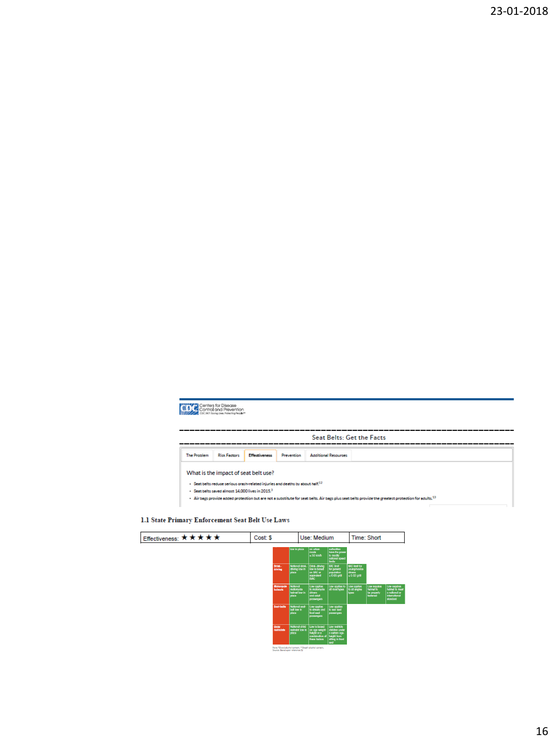Centers for Disease Control and Prevention

CDC 24/7: Saving Lives, Protecting People™

## Seat Belts: Get the Facts

The Problem | Risk Factors | Effectiveness | Prevention | Additional Resources

What is the impact of seat belt use?

- Seat belts reduce serious crash-related injuries and deaths by about half.[1,2]
- Seat belts saved almost 14,000 lives in 2015.[3]
- Air bags provide added protection but are not a substitute for seat belts. Air bags plus seat belts provide the greatest protection for adults.[1,3]

### 1.1 State Primary Enforcement Seat Belt Use Laws

| Effectiveness: ★★★★★ | Cost: $ | Use: Medium | Time: Short |
| --- | --- | --- | --- |

| | | | | | | |
| --- | --- | --- | --- | --- | --- | --- |
| | law in place | on urban roads ≤ 50 km/h | authorities have the power to modify national speed limits | | | |
| Drink-driving | National drink-driving law in place | Drink-driving law is based on BAC or equivalent BrAC | BAC limit for general population ≤ 0.05 g/dl | BAC limit for young/novice drivers ≤ 0.02 g/dl | | |
| Motorcycle helmets | National motorcycle helmet law in place | Law applies to motorcycle drivers and adult passengers | Law applies to all road types | Law applies to all engine types | Law requires helmet to be properly fastened | Law requires helmet to meet a national or international standard |
| Seat-belts | National seat-belt law in place | Law applies to drivers and front seat passengers | Law applies to rear seat passengers | | | |
| Child restraints | National child restraint law in place | Law is based on age-weight-height or a combination of these factors | Law restricts children under a certain age/height from sitting in front seat | | | |

Note: *Blood alcohol content; **Breath alcohol content.
Source: Based upon reference (5)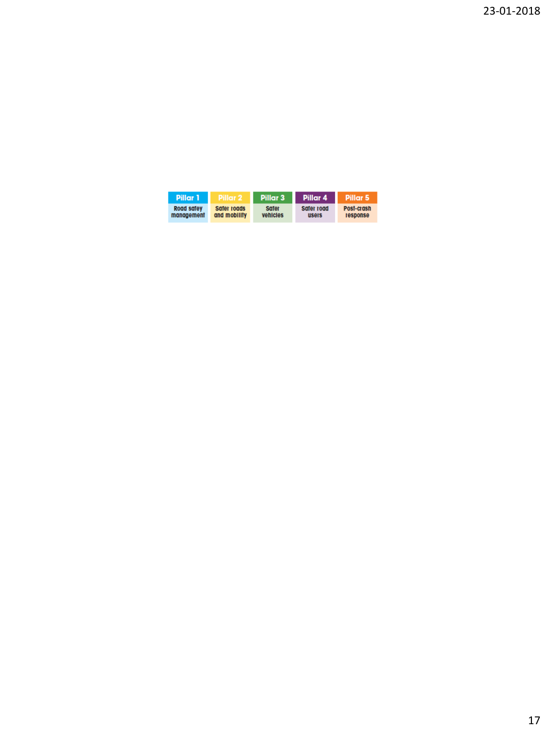| Pillar 1 | Pillar 2 | Pillar 3 | Pillar 4 | Pillar 5 |
|---|---|---|---|---|
| Road safey management | Safer roads and mobility | Safer vehicles | Safer road users | Post-crash response |